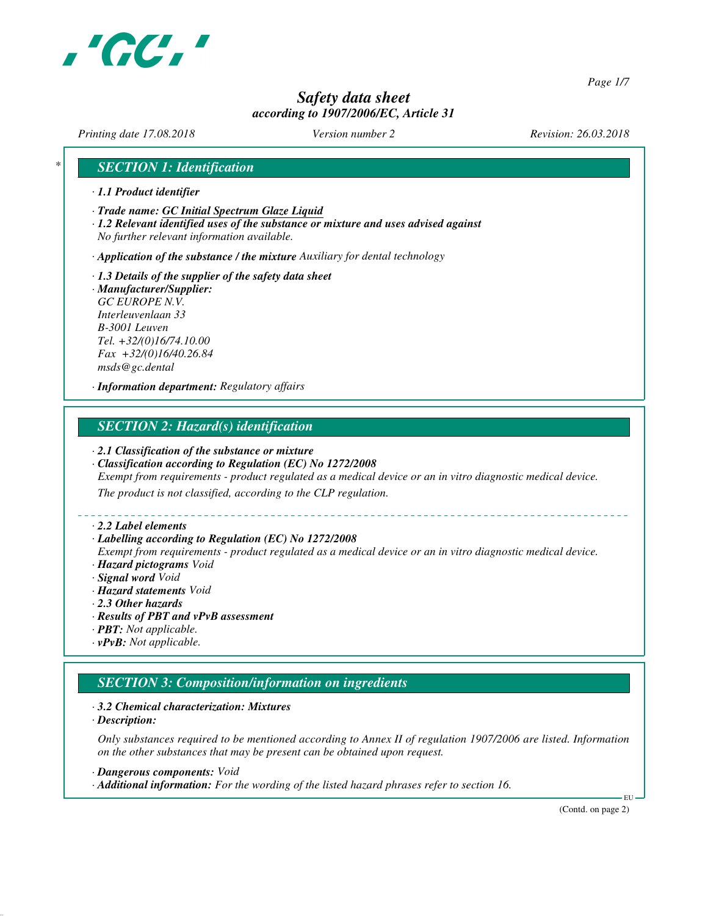# Safety data sheet

*according to 1907/2006/EC, Article 31*

*Printing date 17.08.2018* *Version number 2* *Revision: 26.03.2018*

## SECTION 1: Identification

· **1.1 Product identifier**

· **Trade name: GC Initial Spectrum Glaze Liquid**

· **1.2 Relevant identified uses of the substance or mixture and uses advised against**
No further relevant information available.

· **Application of the substance / the mixture** Auxiliary for dental technology

· **1.3 Details of the supplier of the safety data sheet**

· **Manufacturer/Supplier:**
GC EUROPE N.V.
Interleuvenlaan 33
B-3001 Leuven
Tel. +32/(0)16/74.10.00
Fax +32/(0)16/40.26.84
msds@gc.dental

· **Information department:** Regulatory affairs

## SECTION 2: Hazard(s) identification

· **2.1 Classification of the substance or mixture**

· **Classification according to Regulation (EC) No 1272/2008**
Exempt from requirements - product regulated as a medical device or an in vitro diagnostic medical device.

The product is not classified, according to the CLP regulation.

· **2.2 Label elements**

· **Labelling according to Regulation (EC) No 1272/2008**
Exempt from requirements - product regulated as a medical device or an in vitro diagnostic medical device.

· **Hazard pictograms** Void

· **Signal word** Void

· **Hazard statements** Void

· **2.3 Other hazards**

· **Results of PBT and vPvB assessment**

· **PBT:** Not applicable.

· **vPvB:** Not applicable.

## SECTION 3: Composition/information on ingredients

· **3.2 Chemical characterization: Mixtures**

· **Description:**

Only substances required to be mentioned according to Annex II of regulation 1907/2006 are listed. Information on the other substances that may be present can be obtained upon request.

· **Dangerous components:** Void

· **Additional information:** For the wording of the listed hazard phrases refer to section 16.

(Contd. on page 2)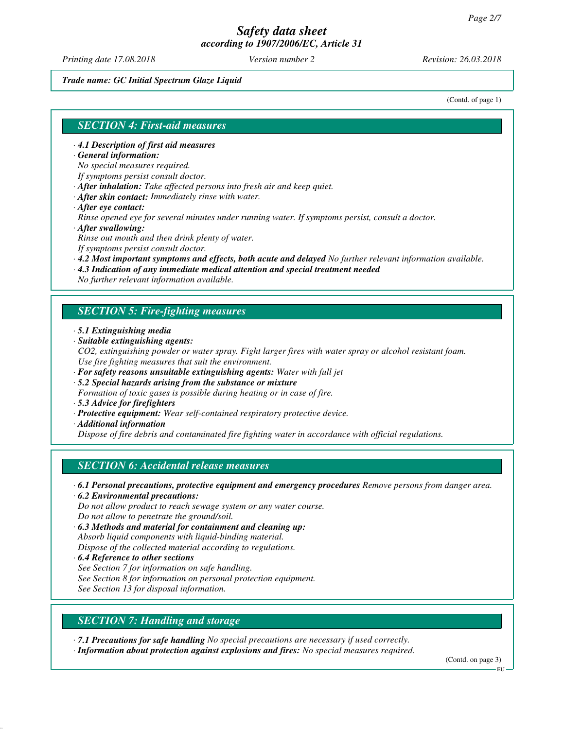*Trade name: GC Initial Spectrum Glaze Liquid*

(Contd. of page 1)

## SECTION 4: First-aid measures

· **4.1 Description of first aid measures**

· **General information:**

No special measures required.

If symptoms persist consult doctor.

· **After inhalation:** Take affected persons into fresh air and keep quiet.

· **After skin contact:** Immediately rinse with water.

· **After eye contact:**

Rinse opened eye for several minutes under running water. If symptoms persist, consult a doctor.

· **After swallowing:**

Rinse out mouth and then drink plenty of water.

If symptoms persist consult doctor.

· **4.2 Most important symptoms and effects, both acute and delayed** No further relevant information available.

· **4.3 Indication of any immediate medical attention and special treatment needed**

No further relevant information available.

## SECTION 5: Fire-fighting measures

· **5.1 Extinguishing media**

· **Suitable extinguishing agents:**

$CO_2$, extinguishing powder or water spray. Fight larger fires with water spray or alcohol resistant foam.

Use fire fighting measures that suit the environment.

· **For safety reasons unsuitable extinguishing agents:** Water with full jet

· **5.2 Special hazards arising from the substance or mixture**

Formation of toxic gases is possible during heating or in case of fire.

· **5.3 Advice for firefighters**

· **Protective equipment:** Wear self-contained respiratory protective device.

· **Additional information**

Dispose of fire debris and contaminated fire fighting water in accordance with official regulations.

## SECTION 6: Accidental release measures

· **6.1 Personal precautions, protective equipment and emergency procedures** Remove persons from danger area.

· **6.2 Environmental precautions:**

Do not allow product to reach sewage system or any water course.

Do not allow to penetrate the ground/soil.

· **6.3 Methods and material for containment and cleaning up:**

Absorb liquid components with liquid-binding material.

Dispose of the collected material according to regulations.

· **6.4 Reference to other sections**

See Section 7 for information on safe handling.

See Section 8 for information on personal protection equipment.

See Section 13 for disposal information.

## SECTION 7: Handling and storage

· **7.1 Precautions for safe handling** No special precautions are necessary if used correctly.

· **Information about protection against explosions and fires:** No special measures required.

(Contd. on page 3)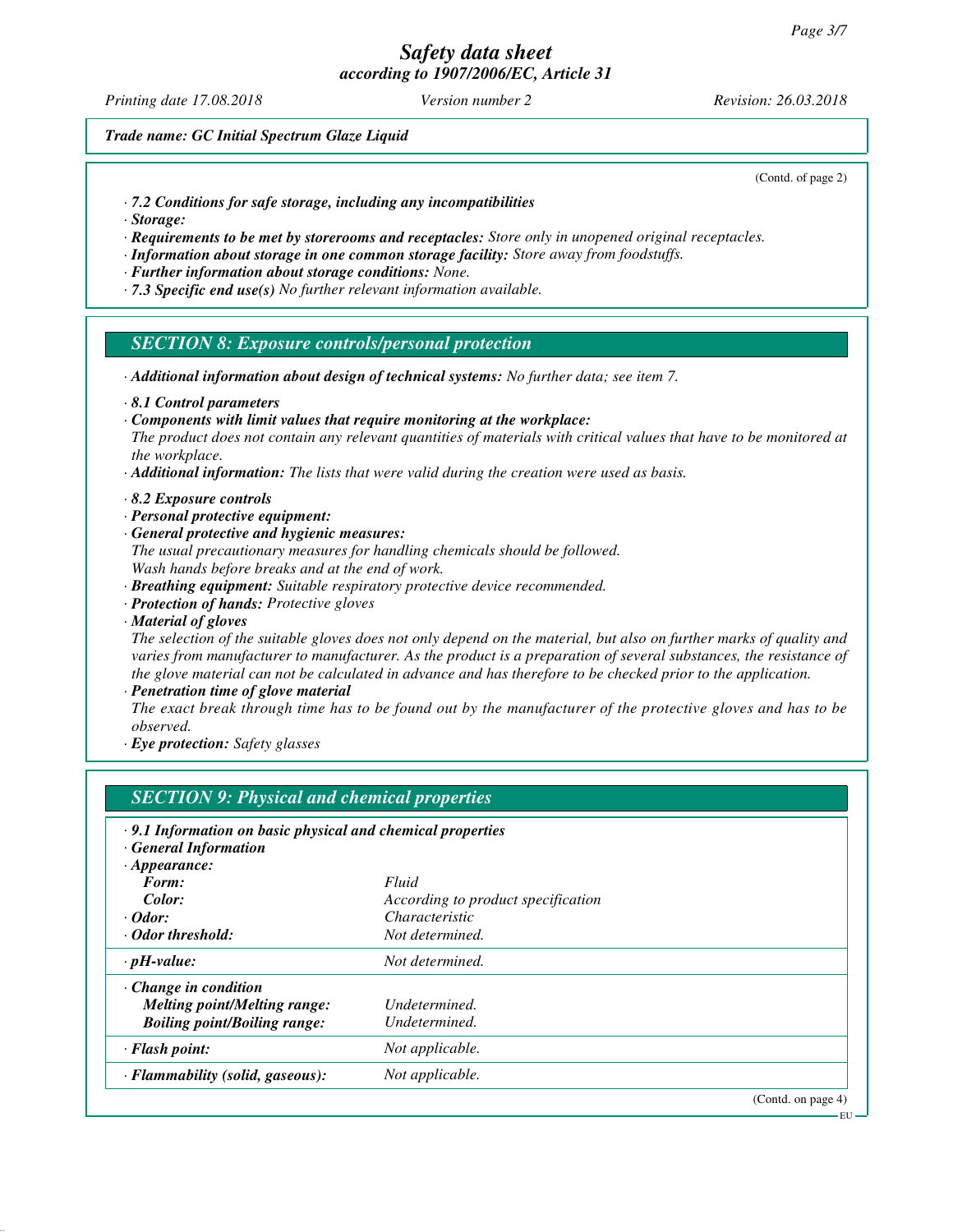*Trade name: GC Initial Spectrum Glaze Liquid*

(Contd. of page 2)

· ***7.2 Conditions for safe storage, including any incompatibilities***
· ***Storage:***
· ***Requirements to be met by storerooms and receptacles:*** *Store only in unopened original receptacles.*
· ***Information about storage in one common storage facility:*** *Store away from foodstuffs.*
· ***Further information about storage conditions:*** *None.*
· ***7.3 Specific end use(s)*** *No further relevant information available.*

## *SECTION 8: Exposure controls/personal protection*

· ***Additional information about design of technical systems:*** *No further data; see item 7.*

· ***8.1 Control parameters***
· ***Components with limit values that require monitoring at the workplace:***
*The product does not contain any relevant quantities of materials with critical values that have to be monitored at the workplace.*
· ***Additional information:*** *The lists that were valid during the creation were used as basis.*

· ***8.2 Exposure controls***
· ***Personal protective equipment:***
· ***General protective and hygienic measures:***
*The usual precautionary measures for handling chemicals should be followed.*
*Wash hands before breaks and at the end of work.*
· ***Breathing equipment:*** *Suitable respiratory protective device recommended.*
· ***Protection of hands:*** *Protective gloves*
· ***Material of gloves***
*The selection of the suitable gloves does not only depend on the material, but also on further marks of quality and varies from manufacturer to manufacturer. As the product is a preparation of several substances, the resistance of the glove material can not be calculated in advance and has therefore to be checked prior to the application.*
· ***Penetration time of glove material***
*The exact break through time has to be found out by the manufacturer of the protective gloves and has to be observed.*
· ***Eye protection:*** *Safety glasses*

## *SECTION 9: Physical and chemical properties*

· ***9.1 Information on basic physical and chemical properties***
· ***General Information***

| | |
|---|---|
| · ***Appearance:*** | |
| ***Form:*** | *Fluid* |
| ***Color:*** | *According to product specification* |
| · ***Odor:*** | *Characteristic* |
| · ***Odor threshold:*** | *Not determined.* |
| · ***pH-value:*** | *Not determined.* |
| · ***Change in condition*** | |
| ***Melting point/Melting range:*** | *Undetermined.* |
| ***Boiling point/Boiling range:*** | *Undetermined.* |
| · ***Flash point:*** | *Not applicable.* |
| · ***Flammability (solid, gaseous):*** | *Not applicable.* |

(Contd. on page 4)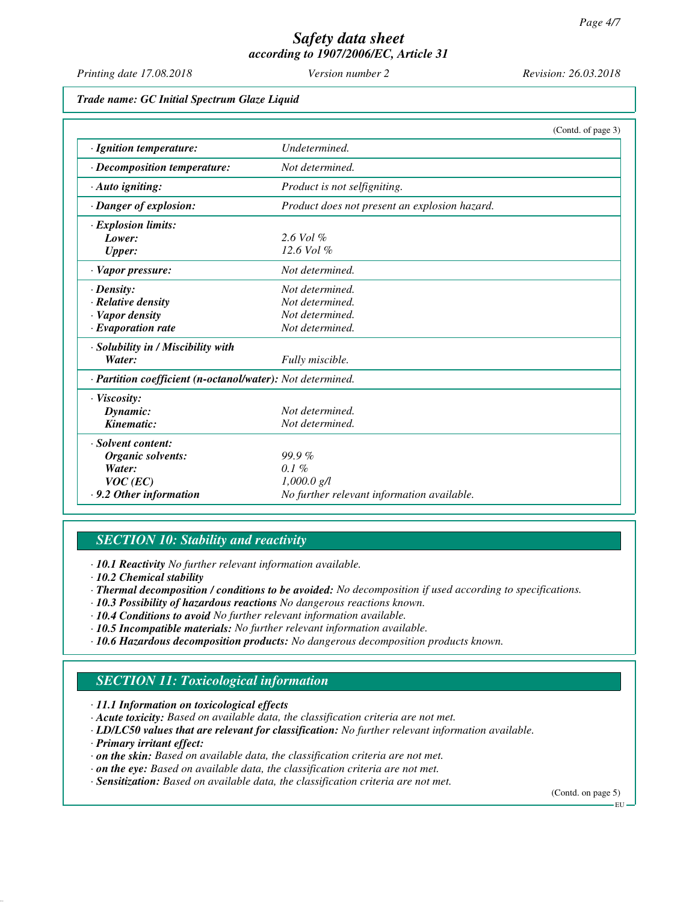*Trade name: GC Initial Spectrum Glaze Liquid*

(Contd. of page 3)

| | |
|---|---|
| · **Ignition temperature:** | *Undetermined.* |
| · **Decomposition temperature:** | *Not determined.* |
| · **Auto igniting:** | *Product is not selfigniting.* |
| · **Danger of explosion:** | *Product does not present an explosion hazard.* |
| · **Explosion limits:** | |
| **Lower:** | *2.6 Vol %* |
| **Upper:** | *12.6 Vol %* |
| · **Vapor pressure:** | *Not determined.* |
| · **Density:** | *Not determined.* |
| · **Relative density** | *Not determined.* |
| · **Vapor density** | *Not determined.* |
| · **Evaporation rate** | *Not determined.* |
| · **Solubility in / Miscibility with** | |
| **Water:** | *Fully miscible.* |
| · **Partition coefficient (n-octanol/water):** | *Not determined.* |
| · **Viscosity:** | |
| **Dynamic:** | *Not determined.* |
| **Kinematic:** | *Not determined.* |
| · **Solvent content:** | |
| **Organic solvents:** | *99.9 %* |
| **Water:** | *0.1 %* |
| **VOC (EC)** | *1,000.0 g/l* |
| · **9.2 Other information** | *No further relevant information available.* |

## SECTION 10: Stability and reactivity

· **10.1 Reactivity** *No further relevant information available.*
· **10.2 Chemical stability**
· **Thermal decomposition / conditions to be avoided:** *No decomposition if used according to specifications.*
· **10.3 Possibility of hazardous reactions** *No dangerous reactions known.*
· **10.4 Conditions to avoid** *No further relevant information available.*
· **10.5 Incompatible materials:** *No further relevant information available.*
· **10.6 Hazardous decomposition products:** *No dangerous decomposition products known.*

## SECTION 11: Toxicological information

· **11.1 Information on toxicological effects**
· **Acute toxicity:** *Based on available data, the classification criteria are not met.*
· **LD/LC50 values that are relevant for classification:** *No further relevant information available.*
· **Primary irritant effect:**
· **on the skin:** *Based on available data, the classification criteria are not met.*
· **on the eye:** *Based on available data, the classification criteria are not met.*
· **Sensitization:** *Based on available data, the classification criteria are not met.*

(Contd. on page 5)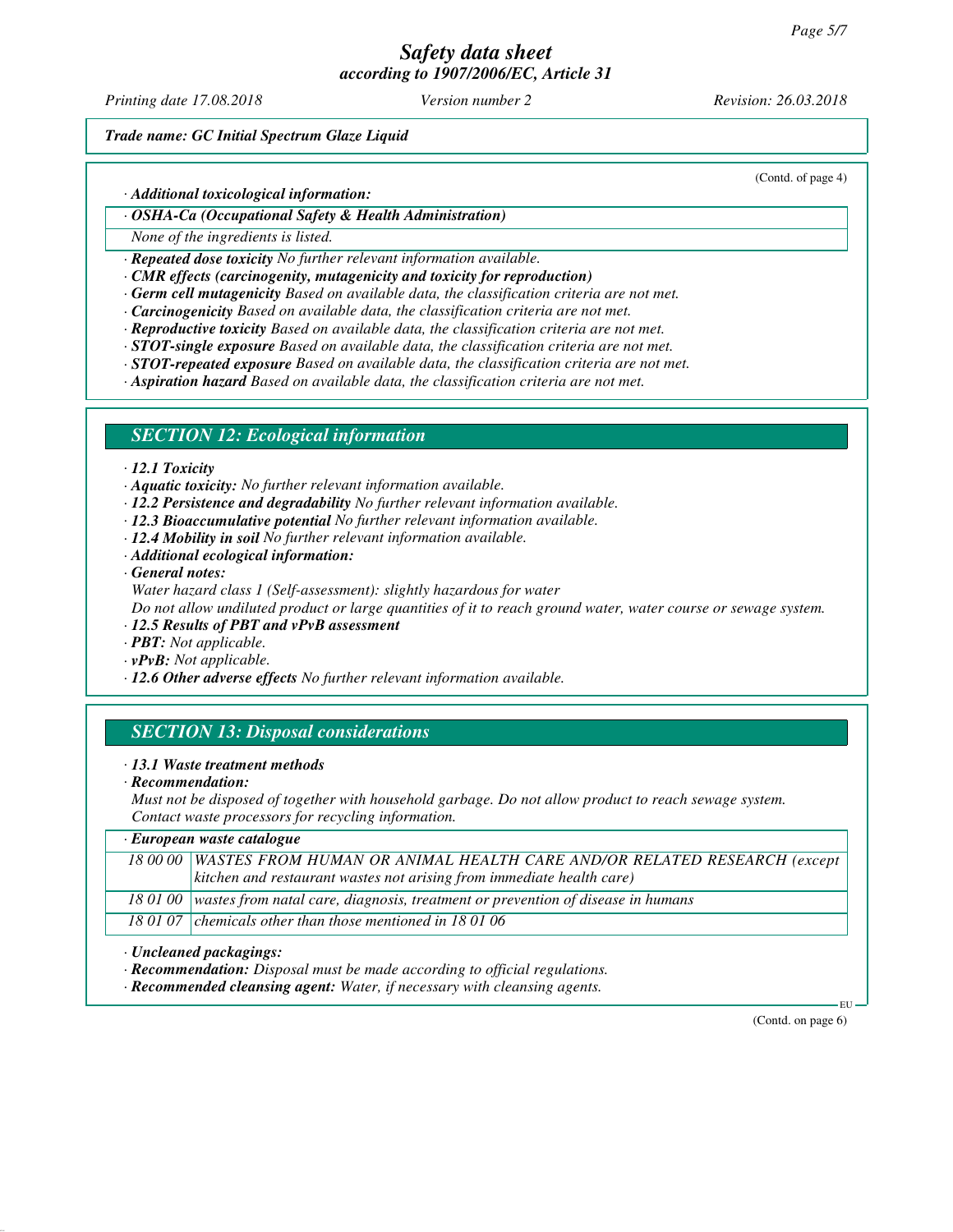*Trade name: GC Initial Spectrum Glaze Liquid*

(Contd. of page 4)

· ***Additional toxicological information:***

| · ***OSHA-Ca (Occupational Safety & Health Administration)*** |
|---|
| *None of the ingredients is listed.* |

· ***Repeated dose toxicity*** *No further relevant information available.*
· ***CMR effects (carcinogenity, mutagenicity and toxicity for reproduction)***
· ***Germ cell mutagenicity*** *Based on available data, the classification criteria are not met.*
· ***Carcinogenicity*** *Based on available data, the classification criteria are not met.*
· ***Reproductive toxicity*** *Based on available data, the classification criteria are not met.*
· ***STOT-single exposure*** *Based on available data, the classification criteria are not met.*
· ***STOT-repeated exposure*** *Based on available data, the classification criteria are not met.*
· ***Aspiration hazard*** *Based on available data, the classification criteria are not met.*

## *SECTION 12: Ecological information*

· ***12.1 Toxicity***
· ***Aquatic toxicity:*** *No further relevant information available.*
· ***12.2 Persistence and degradability*** *No further relevant information available.*
· ***12.3 Bioaccumulative potential*** *No further relevant information available.*
· ***12.4 Mobility in soil*** *No further relevant information available.*
· ***Additional ecological information:***
· ***General notes:***
*Water hazard class 1 (Self-assessment): slightly hazardous for water*
*Do not allow undiluted product or large quantities of it to reach ground water, water course or sewage system.*
· ***12.5 Results of PBT and vPvB assessment***
· ***PBT:*** *Not applicable.*
· ***vPvB:*** *Not applicable.*
· ***12.6 Other adverse effects*** *No further relevant information available.*

## *SECTION 13: Disposal considerations*

· ***13.1 Waste treatment methods***
· ***Recommendation:***
*Must not be disposed of together with household garbage. Do not allow product to reach sewage system.*
*Contact waste processors for recycling information.*

| · ***European waste catalogue*** | |
|---|---|
| *18 00 00* | *WASTES FROM HUMAN OR ANIMAL HEALTH CARE AND/OR RELATED RESEARCH (except kitchen and restaurant wastes not arising from immediate health care)* |
| *18 01 00* | *wastes from natal care, diagnosis, treatment or prevention of disease in humans* |
| *18 01 07* | *chemicals other than those mentioned in 18 01 06* |

· ***Uncleaned packagings:***
· ***Recommendation:*** *Disposal must be made according to official regulations.*
· ***Recommended cleansing agent:*** *Water, if necessary with cleansing agents.*

(Contd. on page 6)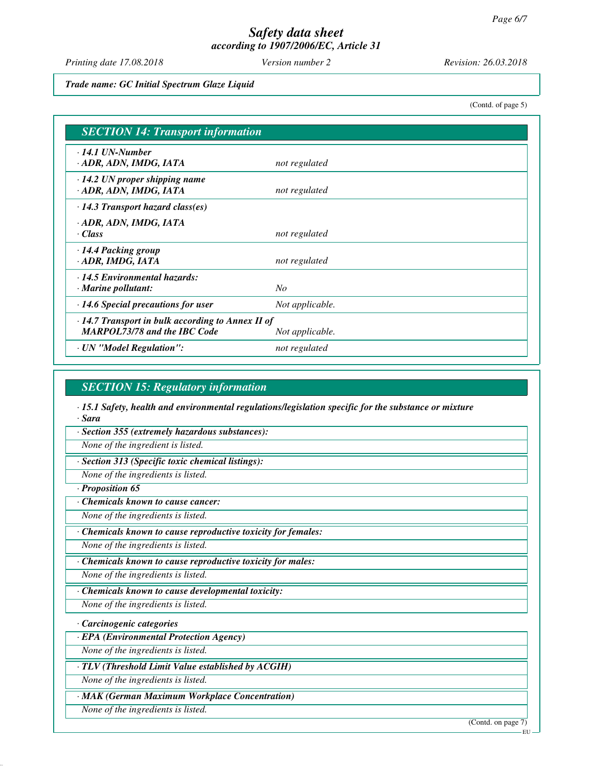**Trade name: GC Initial Spectrum Glaze Liquid**

(Contd. of page 5)

## SECTION 14: Transport information

| | |
|---|---|
| **· 14.1 UN-Number**<br>**· ADR, ADN, IMDG, IATA** | *not regulated* |
| **· 14.2 UN proper shipping name**<br>**· ADR, ADN, IMDG, IATA** | *not regulated* |
| **· 14.3 Transport hazard class(es)**<br><br>**· ADR, ADN, IMDG, IATA**<br>**· Class** | *not regulated* |
| **· 14.4 Packing group**<br>**· ADR, IMDG, IATA** | *not regulated* |
| **· 14.5 Environmental hazards:**<br>**· Marine pollutant:** | *No* |
| **· 14.6 Special precautions for user** | *Not applicable.* |
| **· 14.7 Transport in bulk according to Annex II of MARPOL73/78 and the IBC Code** | *Not applicable.* |
| **· UN "Model Regulation":** | *not regulated* |

## SECTION 15: Regulatory information

**· 15.1 Safety, health and environmental regulations/legislation specific for the substance or mixture**

**· Sara**

**· Section 355 (extremely hazardous substances):**

*None of the ingredient is listed.*

**· Section 313 (Specific toxic chemical listings):**

*None of the ingredients is listed.*

**· Proposition 65**

**· Chemicals known to cause cancer:**

*None of the ingredients is listed.*

**· Chemicals known to cause reproductive toxicity for females:**

*None of the ingredients is listed.*

**· Chemicals known to cause reproductive toxicity for males:**

*None of the ingredients is listed.*

**· Chemicals known to cause developmental toxicity:**

*None of the ingredients is listed.*

**· Carcinogenic categories**

**· EPA (Environmental Protection Agency)**

*None of the ingredients is listed.*

**· TLV (Threshold Limit Value established by ACGIH)**

*None of the ingredients is listed.*

**· MAK (German Maximum Workplace Concentration)**

*None of the ingredients is listed.*

(Contd. on page 7)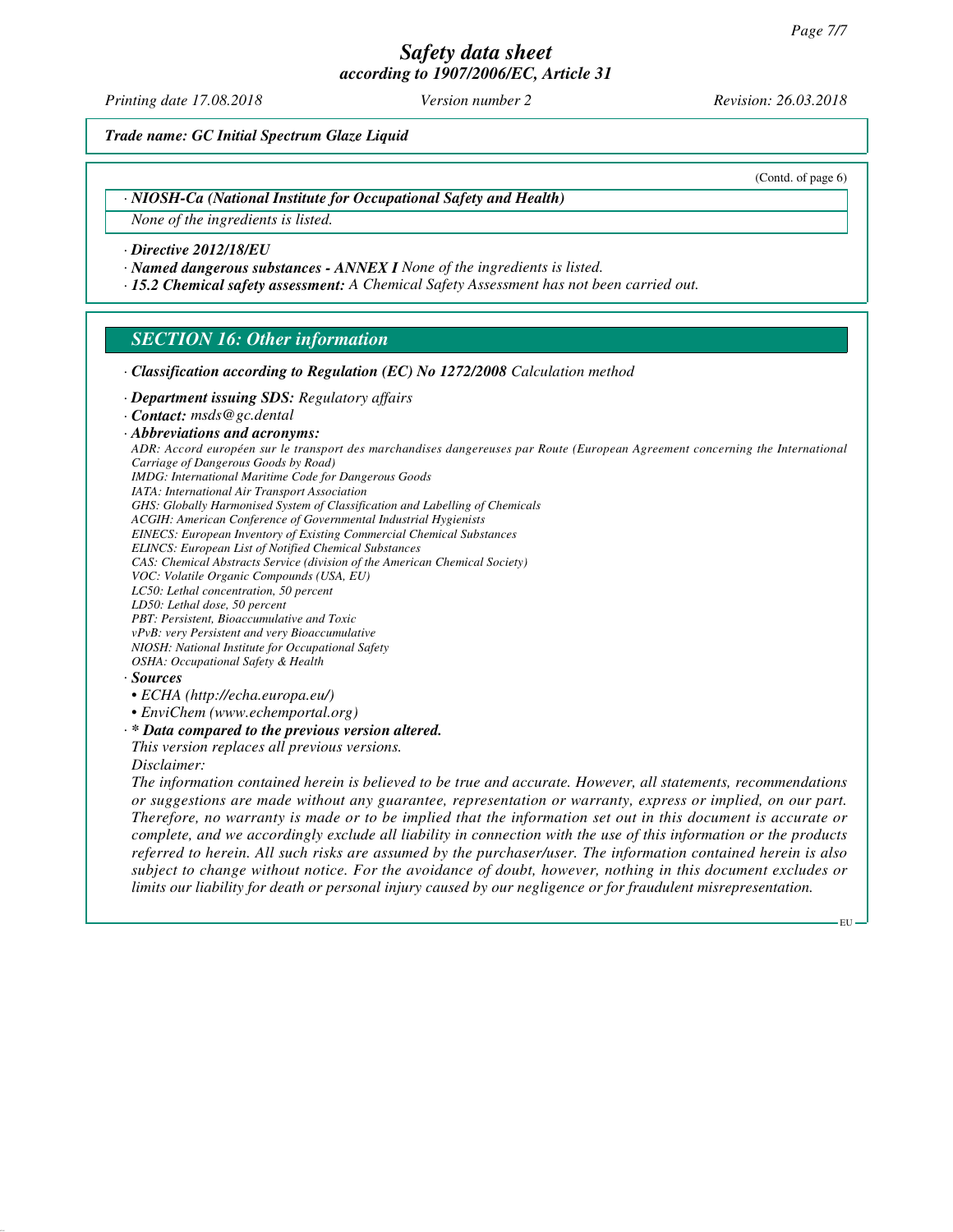Trade name: GC Initial Spectrum Glaze Liquid

(Contd. of page 6)

· **NIOSH-Ca (National Institute for Occupational Safety and Health)**

None of the ingredients is listed.

· **Directive 2012/18/EU**

· **Named dangerous substances - ANNEX I** None of the ingredients is listed.

· **15.2 Chemical safety assessment:** A Chemical Safety Assessment has not been carried out.

## SECTION 16: Other information

· **Classification according to Regulation (EC) No 1272/2008** Calculation method

· **Department issuing SDS:** Regulatory affairs

· **Contact:** msds@gc.dental

· **Abbreviations and acronyms:**

ADR: Accord européen sur le transport des marchandises dangereuses par Route (European Agreement concerning the International Carriage of Dangerous Goods by Road)
IMDG: International Maritime Code for Dangerous Goods
IATA: International Air Transport Association
GHS: Globally Harmonised System of Classification and Labelling of Chemicals
ACGIH: American Conference of Governmental Industrial Hygienists
EINECS: European Inventory of Existing Commercial Chemical Substances
ELINCS: European List of Notified Chemical Substances
CAS: Chemical Abstracts Service (division of the American Chemical Society)
VOC: Volatile Organic Compounds (USA, EU)
LC50: Lethal concentration, 50 percent
LD50: Lethal dose, 50 percent
PBT: Persistent, Bioaccumulative and Toxic
vPvB: very Persistent and very Bioaccumulative
NIOSH: National Institute for Occupational Safety
OSHA: Occupational Safety & Health

· **Sources**

- ECHA (http://echa.europa.eu/)
- EnviChem (www.echemportal.org)

· *** Data compared to the previous version altered.**

This version replaces all previous versions.

Disclaimer:

The information contained herein is believed to be true and accurate. However, all statements, recommendations or suggestions are made without any guarantee, representation or warranty, express or implied, on our part. Therefore, no warranty is made or to be implied that the information set out in this document is accurate or complete, and we accordingly exclude all liability in connection with the use of this information or the products referred to herein. All such risks are assumed by the purchaser/user. The information contained herein is also subject to change without notice. For the avoidance of doubt, however, nothing in this document excludes or limits our liability for death or personal injury caused by our negligence or for fraudulent misrepresentation.

EU